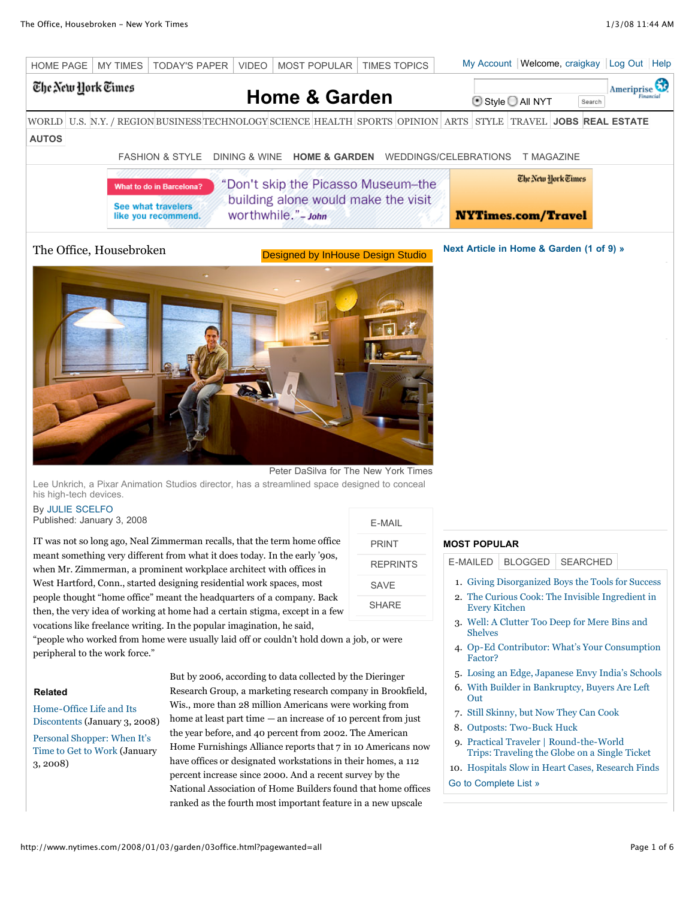# The Office, Housebroken

Designed by InHouse Design Studio

Peter DaSilva for The New York Times

Lee Unkrich, a Pixar Animation Studios director, has a streamlined space designed to conceal his high-tech devices.

By JULIE SCELFO
Published: January 3, 2008

IT was not so long ago, Neal Zimmerman recalls, that the term home office meant something very different from what it does today. In the early '90s, when Mr. Zimmerman, a prominent workplace architect with offices in West Hartford, Conn., started designing residential work spaces, most people thought "home office" meant the headquarters of a company. Back then, the very idea of working at home had a certain stigma, except in a few vocations like freelance writing. In the popular imagination, he said, "people who worked from home were usually laid off or couldn't hold down a job, or were peripheral to the work force."

But by 2006, according to data collected by the Dieringer Research Group, a marketing research company in Brookfield, Wis., more than 28 million Americans were working from home at least part time — an increase of 10 percent from just the year before, and 40 percent from 2002. The American Home Furnishings Alliance reports that 7 in 10 Americans now have offices or designated workstations in their homes, a 112 percent increase since 2000. And a recent survey by the National Association of Home Builders found that home offices ranked as the fourth most important feature in a new upscale

**Related**

Home-Office Life and Its Discontents (January 3, 2008)

Personal Shopper: When It's Time to Get to Work (January 3, 2008)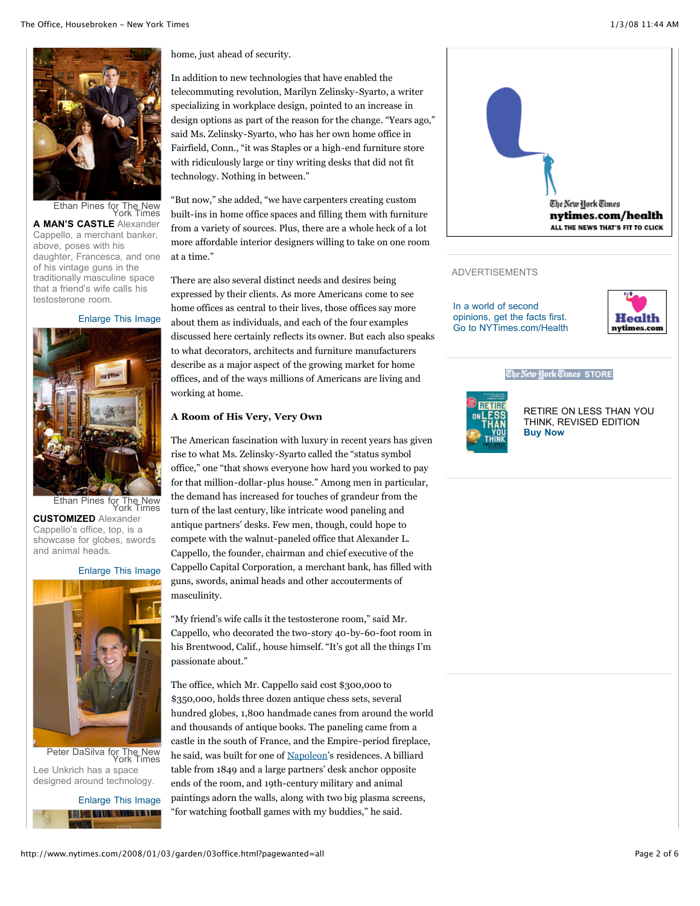home, just ahead of security.

In addition to new technologies that have enabled the telecommuting revolution, Marilyn Zelinsky-Syarto, a writer specializing in workplace design, pointed to an increase in design options as part of the reason for the change. "Years ago," said Ms. Zelinsky-Syarto, who has her own home office in Fairfield, Conn., "it was Staples or a high-end furniture store with ridiculously large or tiny writing desks that did not fit technology. Nothing in between."

"But now," she added, "we have carpenters creating custom built-ins in home office spaces and filling them with furniture from a variety of sources. Plus, there are a whole heck of a lot more affordable interior designers willing to take on one room at a time."

There are also several distinct needs and desires being expressed by their clients. As more Americans come to see home offices as central to their lives, those offices say more about them as individuals, and each of the four examples discussed here certainly reflects its owner. But each also speaks to what decorators, architects and furniture manufacturers describe as a major aspect of the growing market for home offices, and of the ways millions of Americans are living and working at home.

Ethan Pines for The New York Times

**A MAN'S CASTLE** Alexander Cappello, a merchant banker, above, poses with his daughter, Francesca, and one of his vintage guns in the traditionally masculine space that a friend's wife calls his testosterone room.

Ethan Pines for The New York Times

**CUSTOMIZED** Alexander Cappello's office, top, is a showcase for globes, swords and animal heads.

Peter DaSilva for The New York Times

Lee Unkrich has a space designed around technology.

### A Room of His Very, Very Own

The American fascination with luxury in recent years has given rise to what Ms. Zelinsky-Syarto called the "status symbol office," one "that shows everyone how hard you worked to pay for that million-dollar-plus house." Among men in particular, the demand has increased for touches of grandeur from the turn of the last century, like intricate wood paneling and antique partners' desks. Few men, though, could hope to compete with the walnut-paneled office that Alexander L. Cappello, the founder, chairman and chief executive of the Cappello Capital Corporation, a merchant bank, has filled with guns, swords, animal heads and other accouterments of masculinity.

"My friend's wife calls it the testosterone room," said Mr. Cappello, who decorated the two-story 40-by-60-foot room in his Brentwood, Calif., house himself. "It's got all the things I'm passionate about."

The office, which Mr. Cappello said cost $300,000 to $350,000, holds three dozen antique chess sets, several hundred globes, 1,800 handmade canes from around the world and thousands of antique books. The paneling came from a castle in the south of France, and the Empire-period fireplace, he said, was built for one of Napoleon's residences. A billiard table from 1849 and a large partners' desk anchor opposite ends of the room, and 19th-century military and animal paintings adorn the walls, along with two big plasma screens, "for watching football games with my buddies," he said.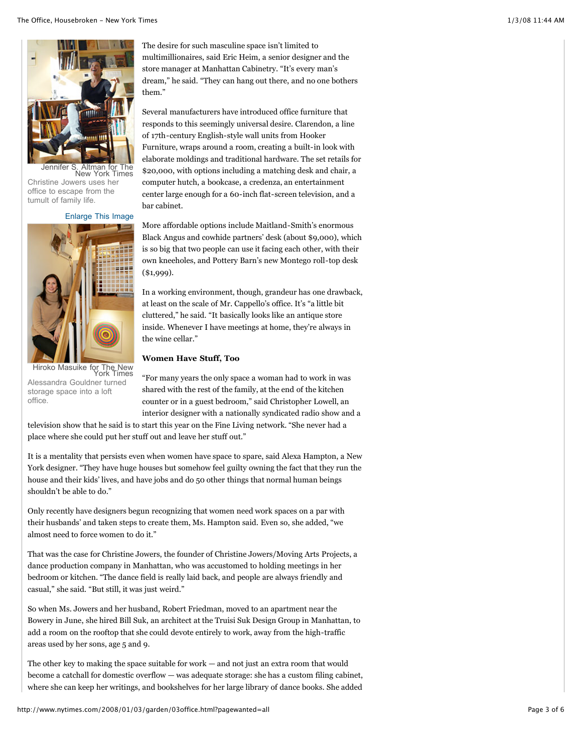Jennifer S. Altman for The New York Times
Christine Jowers uses her office to escape from the tumult of family life.

Enlarge This Image

Hiroko Masuike for The New York Times
Alessandra Gouldner turned storage space into a loft office.

The desire for such masculine space isn't limited to multimillionaires, said Eric Heim, a senior designer and the store manager at Manhattan Cabinetry. "It's every man's dream," he said. "They can hang out there, and no one bothers them."

Several manufacturers have introduced office furniture that responds to this seemingly universal desire. Clarendon, a line of 17th-century English-style wall units from Hooker Furniture, wraps around a room, creating a built-in look with elaborate moldings and traditional hardware. The set retails for $20,000, with options including a matching desk and chair, a computer hutch, a bookcase, a credenza, an entertainment center large enough for a 60-inch flat-screen television, and a bar cabinet.

More affordable options include Maitland-Smith's enormous Black Angus and cowhide partners' desk (about $9,000), which is so big that two people can use it facing each other, with their own kneeholes, and Pottery Barn's new Montego roll-top desk ($1,999).

In a working environment, though, grandeur has one drawback, at least on the scale of Mr. Cappello's office. It's "a little bit cluttered," he said. "It basically looks like an antique store inside. Whenever I have meetings at home, they're always in the wine cellar."

**Women Have Stuff, Too**

"For many years the only space a woman had to work in was shared with the rest of the family, at the end of the kitchen counter or in a guest bedroom," said Christopher Lowell, an interior designer with a nationally syndicated radio show and a television show that he said is to start this year on the Fine Living network. "She never had a place where she could put her stuff out and leave her stuff out."

It is a mentality that persists even when women have space to spare, said Alexa Hampton, a New York designer. "They have huge houses but somehow feel guilty owning the fact that they run the house and their kids' lives, and have jobs and do 50 other things that normal human beings shouldn't be able to do."

Only recently have designers begun recognizing that women need work spaces on a par with their husbands' and taken steps to create them, Ms. Hampton said. Even so, she added, "we almost need to force women to do it."

That was the case for Christine Jowers, the founder of Christine Jowers/Moving Arts Projects, a dance production company in Manhattan, who was accustomed to holding meetings in her bedroom or kitchen. "The dance field is really laid back, and people are always friendly and casual," she said. "But still, it was just weird."

So when Ms. Jowers and her husband, Robert Friedman, moved to an apartment near the Bowery in June, she hired Bill Suk, an architect at the Truisi Suk Design Group in Manhattan, to add a room on the rooftop that she could devote entirely to work, away from the high-traffic areas used by her sons, age 5 and 9.

The other key to making the space suitable for work — and not just an extra room that would become a catchall for domestic overflow — was adequate storage: she has a custom filing cabinet, where she can keep her writings, and bookshelves for her large library of dance books. She added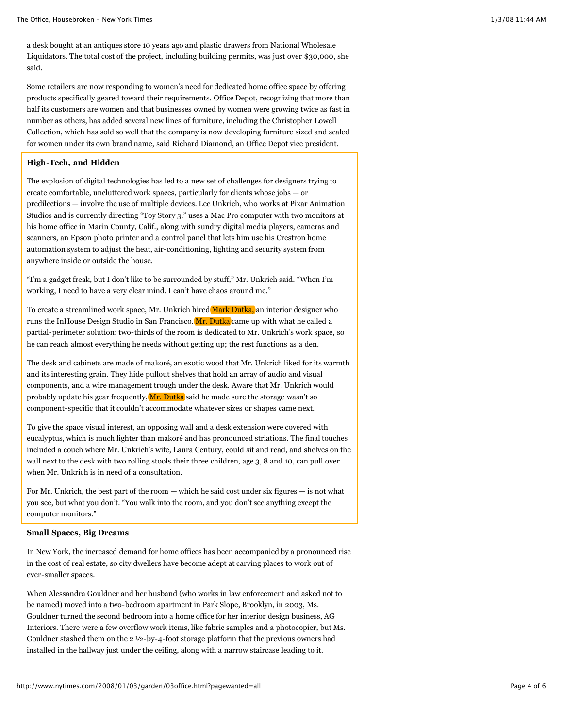a desk bought at an antiques store 10 years ago and plastic drawers from National Wholesale Liquidators. The total cost of the project, including building permits, was just over $30,000, she said.

Some retailers are now responding to women's need for dedicated home office space by offering products specifically geared toward their requirements. Office Depot, recognizing that more than half its customers are women and that businesses owned by women were growing twice as fast in number as others, has added several new lines of furniture, including the Christopher Lowell Collection, which has sold so well that the company is now developing furniture sized and scaled for women under its own brand name, said Richard Diamond, an Office Depot vice president.

**High-Tech, and Hidden**

The explosion of digital technologies has led to a new set of challenges for designers trying to create comfortable, uncluttered work spaces, particularly for clients whose jobs — or predilections — involve the use of multiple devices. Lee Unkrich, who works at Pixar Animation Studios and is currently directing "Toy Story 3," uses a Mac Pro computer with two monitors at his home office in Marin County, Calif., along with sundry digital media players, cameras and scanners, an Epson photo printer and a control panel that lets him use his Crestron home automation system to adjust the heat, air-conditioning, lighting and security system from anywhere inside or outside the house.

"I'm a gadget freak, but I don't like to be surrounded by stuff," Mr. Unkrich said. "When I'm working, I need to have a very clear mind. I can't have chaos around me."

To create a streamlined work space, Mr. Unkrich hired Mark Dutka, an interior designer who runs the InHouse Design Studio in San Francisco. Mr. Dutka came up with what he called a partial-perimeter solution: two-thirds of the room is dedicated to Mr. Unkrich's work space, so he can reach almost everything he needs without getting up; the rest functions as a den.

The desk and cabinets are made of makoré, an exotic wood that Mr. Unkrich liked for its warmth and its interesting grain. They hide pullout shelves that hold an array of audio and visual components, and a wire management trough under the desk. Aware that Mr. Unkrich would probably update his gear frequently, Mr. Dutka said he made sure the storage wasn't so component-specific that it couldn't accommodate whatever sizes or shapes came next.

To give the space visual interest, an opposing wall and a desk extension were covered with eucalyptus, which is much lighter than makoré and has pronounced striations. The final touches included a couch where Mr. Unkrich's wife, Laura Century, could sit and read, and shelves on the wall next to the desk with two rolling stools their three children, age 3, 8 and 10, can pull over when Mr. Unkrich is in need of a consultation.

For Mr. Unkrich, the best part of the room — which he said cost under six figures — is not what you see, but what you don't. "You walk into the room, and you don't see anything except the computer monitors."

**Small Spaces, Big Dreams**

In New York, the increased demand for home offices has been accompanied by a pronounced rise in the cost of real estate, so city dwellers have become adept at carving places to work out of ever-smaller spaces.

When Alessandra Gouldner and her husband (who works in law enforcement and asked not to be named) moved into a two-bedroom apartment in Park Slope, Brooklyn, in 2003, Ms. Gouldner turned the second bedroom into a home office for her interior design business, AG Interiors. There were a few overflow work items, like fabric samples and a photocopier, but Ms. Gouldner stashed them on the 2 ½-by-4-foot storage platform that the previous owners had installed in the hallway just under the ceiling, along with a narrow staircase leading to it.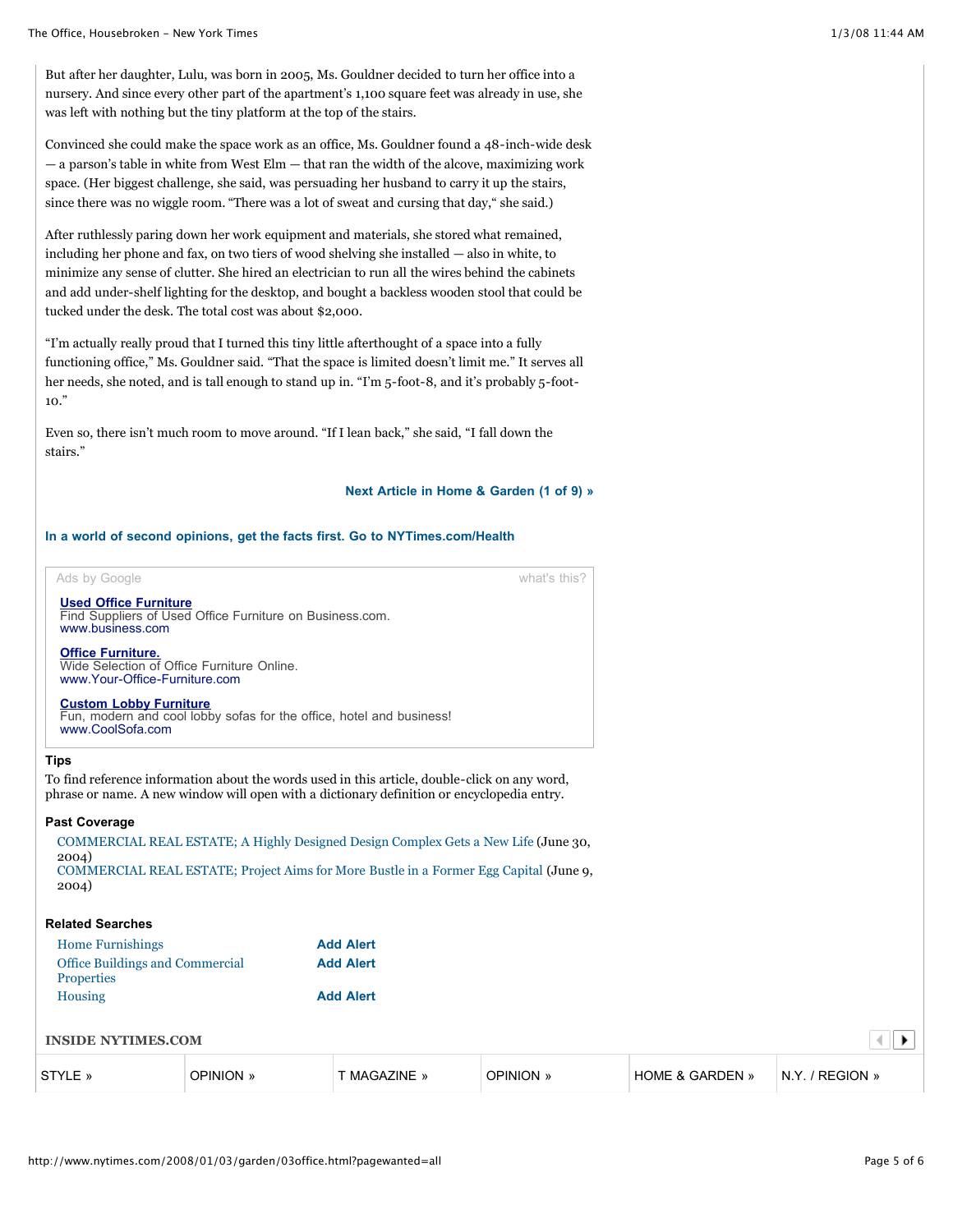But after her daughter, Lulu, was born in 2005, Ms. Gouldner decided to turn her office into a nursery. And since every other part of the apartment's 1,100 square feet was already in use, she was left with nothing but the tiny platform at the top of the stairs.

Convinced she could make the space work as an office, Ms. Gouldner found a 48-inch-wide desk — a parson's table in white from West Elm — that ran the width of the alcove, maximizing work space. (Her biggest challenge, she said, was persuading her husband to carry it up the stairs, since there was no wiggle room. "There was a lot of sweat and cursing that day," she said.)

After ruthlessly paring down her work equipment and materials, she stored what remained, including her phone and fax, on two tiers of wood shelving she installed — also in white, to minimize any sense of clutter. She hired an electrician to run all the wires behind the cabinets and add under-shelf lighting for the desktop, and bought a backless wooden stool that could be tucked under the desk. The total cost was about $2,000.

"I'm actually really proud that I turned this tiny little afterthought of a space into a fully functioning office," Ms. Gouldner said. "That the space is limited doesn't limit me." It serves all her needs, she noted, and is tall enough to stand up in. "I'm 5-foot-8, and it's probably 5-foot-10."

Even so, there isn't much room to move around. "If I lean back," she said, "I fall down the stairs."

**Next Article in Home & Garden (1 of 9) »**

**In a world of second opinions, get the facts first. Go to NYTimes.com/Health**

Ads by Google | what's this?

**Used Office Furniture**
Find Suppliers of Used Office Furniture on Business.com.
www.business.com

**Office Furniture.**
Wide Selection of Office Furniture Online.
www.Your-Office-Furniture.com

**Custom Lobby Furniture**
Fun, modern and cool lobby sofas for the office, hotel and business!
www.CoolSofa.com

**Tips**

To find reference information about the words used in this article, double-click on any word, phrase or name. A new window will open with a dictionary definition or encyclopedia entry.

**Past Coverage**

COMMERCIAL REAL ESTATE; A Highly Designed Design Complex Gets a New Life (June 30, 2004)
COMMERCIAL REAL ESTATE; Project Aims for More Bustle in a Former Egg Capital (June 9, 2004)

**Related Searches**

Home Furnishings — Add Alert
Office Buildings and Commercial Properties — Add Alert
Housing — Add Alert

**INSIDE NYTIMES.COM**

STYLE » | OPINION » | T MAGAZINE » | OPINION » | HOME & GARDEN » | N.Y. / REGION »